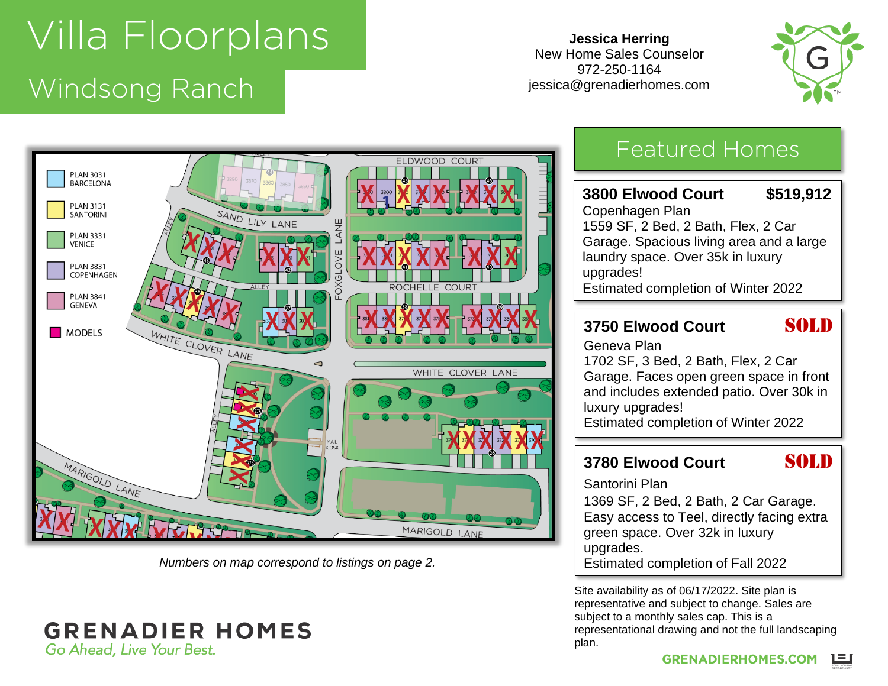# Villa Floorplans

## Windsong Ranch

**Jessica Herring**
New Home Sales Counselor
972-250-1164
jessica@grenadierhomes.com

PLAN 3031 BARCELONA

PLAN 3131 SANTORINI

PLAN 3331 VENICE

PLAN 3831 COPENHAGEN

PLAN 3841 GENEVA

MODELS

*Numbers on map correspond to listings on page 2.*

## Featured Homes

**3800 Elwood Court** **$519,912**
Copenhagen Plan
1559 SF, 2 Bed, 2 Bath, Flex, 2 Car Garage. Spacious living area and a large laundry space. Over 35k in luxury upgrades!
Estimated completion of Winter 2022

**3750 Elwood Court** **SOLD**
Geneva Plan
1702 SF, 3 Bed, 2 Bath, Flex, 2 Car Garage. Faces open green space in front and includes extended patio. Over 30k in luxury upgrades!
Estimated completion of Winter 2022

**3780 Elwood Court** **SOLD**
Santorini Plan
1369 SF, 2 Bed, 2 Bath, 2 Car Garage. Easy access to Teel, directly facing extra green space. Over 32k in luxury upgrades.
Estimated completion of Fall 2022

Site availability as of 06/17/2022. Site plan is representative and subject to change. Sales are subject to a monthly sales cap. This is a representational drawing and not the full landscaping plan.

**GRENADIER HOMES**
*Go Ahead, Live Your Best.*

GRENADIERHOMES.COM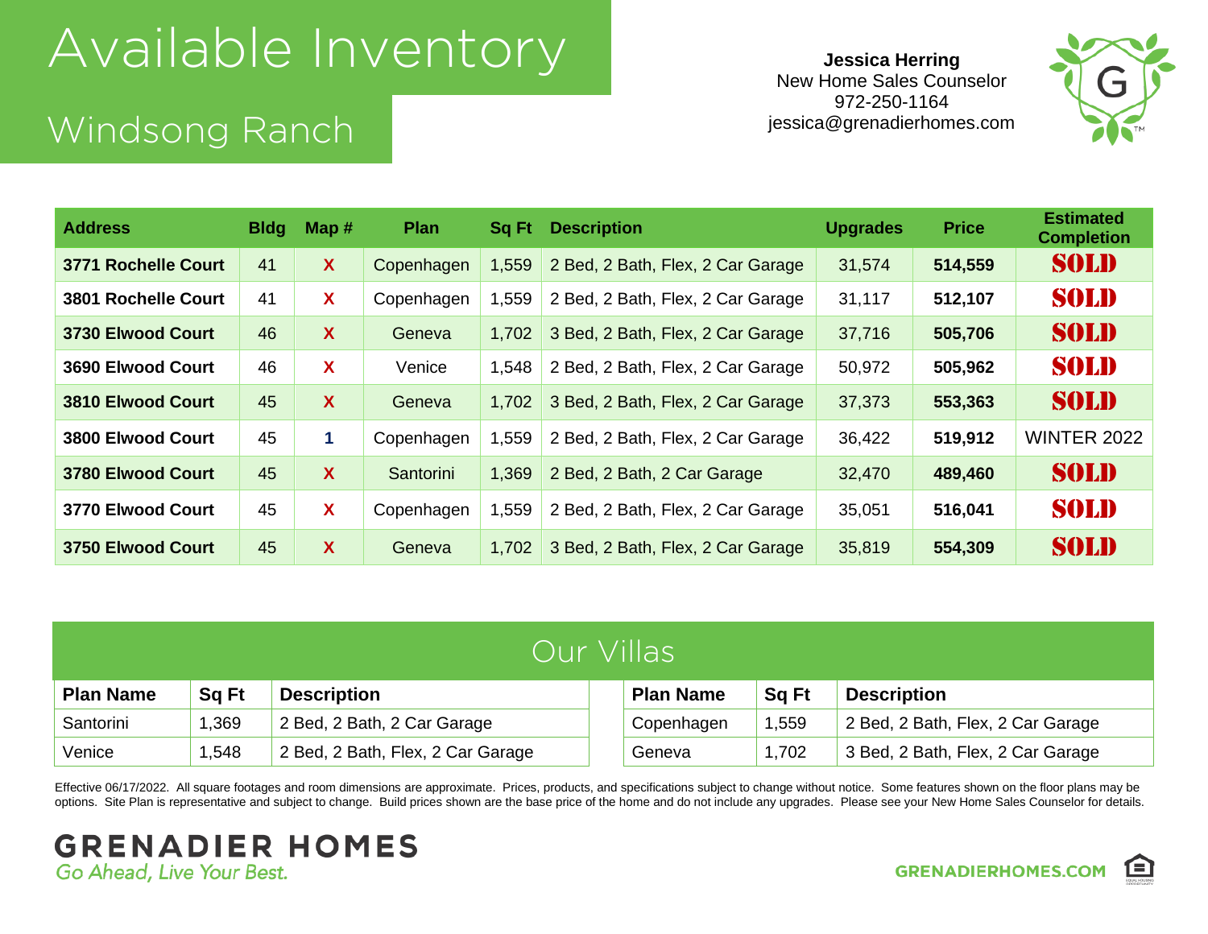# Available Inventory

## Windsong Ranch

**Jessica Herring**
New Home Sales Counselor
972-250-1164
jessica@grenadierhomes.com

| Address | Bldg | Map # | Plan | Sq Ft | Description | Upgrades | Price | Estimated Completion |
|---|---|---|---|---|---|---|---|---|
| **3771 Rochelle Court** | 41 | X | Copenhagen | 1,559 | 2 Bed, 2 Bath, Flex, 2 Car Garage | 31,574 | **514,559** | SOLD |
| **3801 Rochelle Court** | 41 | X | Copenhagen | 1,559 | 2 Bed, 2 Bath, Flex, 2 Car Garage | 31,117 | **512,107** | SOLD |
| **3730 Elwood Court** | 46 | X | Geneva | 1,702 | 3 Bed, 2 Bath, Flex, 2 Car Garage | 37,716 | **505,706** | SOLD |
| **3690 Elwood Court** | 46 | X | Venice | 1,548 | 2 Bed, 2 Bath, Flex, 2 Car Garage | 50,972 | **505,962** | SOLD |
| **3810 Elwood Court** | 45 | X | Geneva | 1,702 | 3 Bed, 2 Bath, Flex, 2 Car Garage | 37,373 | **553,363** | SOLD |
| **3800 Elwood Court** | 45 | 1 | Copenhagen | 1,559 | 2 Bed, 2 Bath, Flex, 2 Car Garage | 36,422 | **519,912** | WINTER 2022 |
| **3780 Elwood Court** | 45 | X | Santorini | 1,369 | 2 Bed, 2 Bath, 2 Car Garage | 32,470 | **489,460** | SOLD |
| **3770 Elwood Court** | 45 | X | Copenhagen | 1,559 | 2 Bed, 2 Bath, Flex, 2 Car Garage | 35,051 | **516,041** | SOLD |
| **3750 Elwood Court** | 45 | X | Geneva | 1,702 | 3 Bed, 2 Bath, Flex, 2 Car Garage | 35,819 | **554,309** | SOLD |

## Our Villas

| Plan Name | Sq Ft | Description |
|---|---|---|
| Santorini | 1,369 | 2 Bed, 2 Bath, 2 Car Garage |
| Venice | 1,548 | 2 Bed, 2 Bath, Flex, 2 Car Garage |
| Copenhagen | 1,559 | 2 Bed, 2 Bath, Flex, 2 Car Garage |
| Geneva | 1,702 | 3 Bed, 2 Bath, Flex, 2 Car Garage |

Effective 06/17/2022. All square footages and room dimensions are approximate. Prices, products, and specifications subject to change without notice. Some features shown on the floor plans may be options. Site Plan is representative and subject to change. Build prices shown are the base price of the home and do not include any upgrades. Please see your New Home Sales Counselor for details.

**GRENADIER HOMES**
*Go Ahead, Live Your Best.*

GRENADIERHOMES.COM